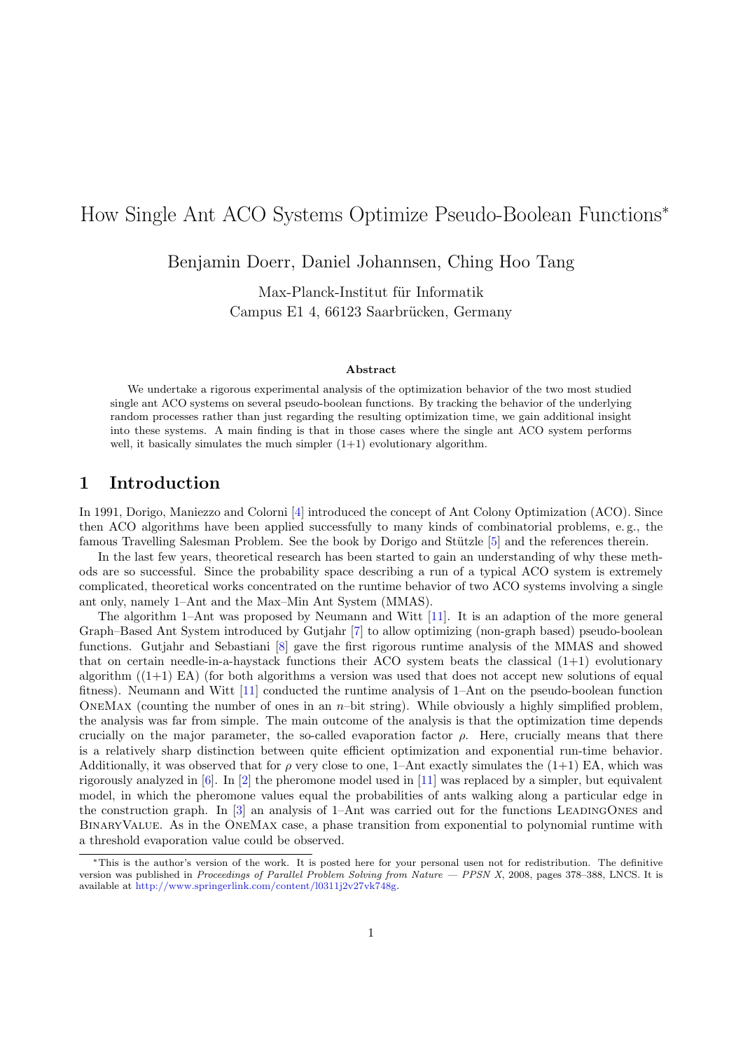# How Single Ant ACO Systems Optimize Pseudo-Boolean Functions*

Benjamin Doerr, Daniel Johannsen, Ching Hoo Tang

Max-Planck-Institut für Informatik
Campus E1 4, 66123 Saarbrücken, Germany

### Abstract

We undertake a rigorous experimental analysis of the optimization behavior of the two most studied single ant ACO systems on several pseudo-boolean functions. By tracking the behavior of the underlying random processes rather than just regarding the resulting optimization time, we gain additional insight into these systems. A main finding is that in those cases where the single ant ACO system performs well, it basically simulates the much simpler (1+1) evolutionary algorithm.

## 1 Introduction

In 1991, Dorigo, Maniezzo and Colorni [4] introduced the concept of Ant Colony Optimization (ACO). Since then ACO algorithms have been applied successfully to many kinds of combinatorial problems, e. g., the famous Travelling Salesman Problem. See the book by Dorigo and Stützle [5] and the references therein.

In the last few years, theoretical research has been started to gain an understanding of why these methods are so successful. Since the probability space describing a run of a typical ACO system is extremely complicated, theoretical works concentrated on the runtime behavior of two ACO systems involving a single ant only, namely 1–Ant and the Max–Min Ant System (MMAS).

The algorithm 1–Ant was proposed by Neumann and Witt [11]. It is an adaption of the more general Graph–Based Ant System introduced by Gutjahr [7] to allow optimizing (non-graph based) pseudo-boolean functions. Gutjahr and Sebastiani [8] gave the first rigorous runtime analysis of the MMAS and showed that on certain needle-in-a-haystack functions their ACO system beats the classical (1+1) evolutionary algorithm ((1+1) EA) (for both algorithms a version was used that does not accept new solutions of equal fitness). Neumann and Witt [11] conducted the runtime analysis of 1–Ant on the pseudo-boolean function OneMax (counting the number of ones in an $n$–bit string). While obviously a highly simplified problem, the analysis was far from simple. The main outcome of the analysis is that the optimization time depends crucially on the major parameter, the so-called evaporation factor $\rho$. Here, crucially means that there is a relatively sharp distinction between quite efficient optimization and exponential run-time behavior. Additionally, it was observed that for $\rho$ very close to one, 1–Ant exactly simulates the (1+1) EA, which was rigorously analyzed in [6]. In [2] the pheromone model used in [11] was replaced by a simpler, but equivalent model, in which the pheromone values equal the probabilities of ants walking along a particular edge in the construction graph. In [3] an analysis of 1–Ant was carried out for the functions LeadingOnes and BinaryValue. As in the OneMax case, a phase transition from exponential to polynomial runtime with a threshold evaporation value could be observed.

---

*This is the author's version of the work. It is posted here for your personal usen not for redistribution. The definitive version was published in *Proceedings of Parallel Problem Solving from Nature — PPSN X*, 2008, pages 378–388, LNCS. It is available at http://www.springerlink.com/content/l0311j2v27vk748g.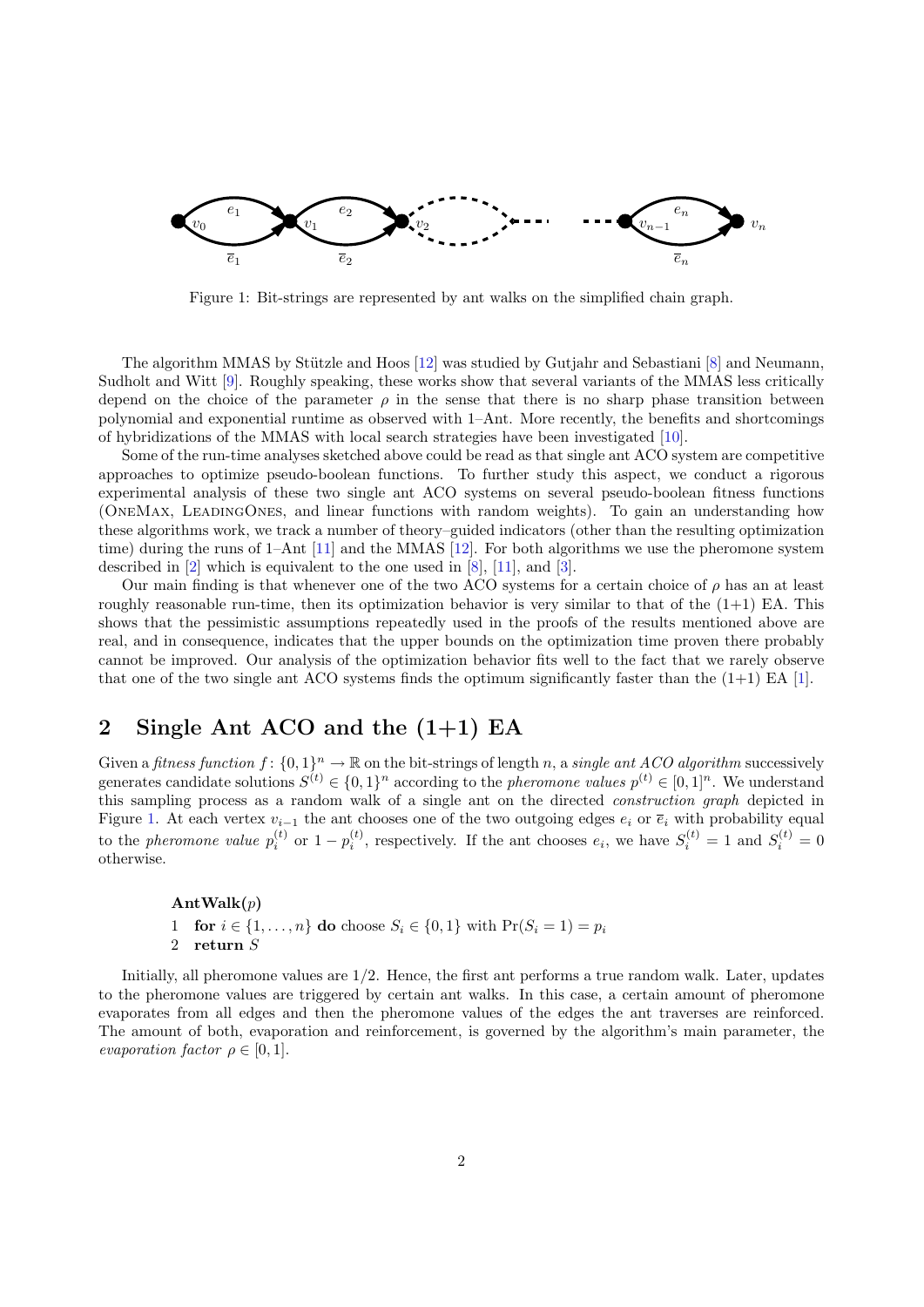Figure 1: Bit-strings are represented by ant walks on the simplified chain graph.

The algorithm MMAS by Stützle and Hoos [12] was studied by Gutjahr and Sebastiani [8] and Neumann, Sudholt and Witt [9]. Roughly speaking, these works show that several variants of the MMAS less critically depend on the choice of the parameter $\rho$ in the sense that there is no sharp phase transition between polynomial and exponential runtime as observed with 1–Ant. More recently, the benefits and shortcomings of hybridizations of the MMAS with local search strategies have been investigated [10].

Some of the run-time analyses sketched above could be read as that single ant ACO system are competitive approaches to optimize pseudo-boolean functions. To further study this aspect, we conduct a rigorous experimental analysis of these two single ant ACO systems on several pseudo-boolean fitness functions (OneMax, LeadingOnes, and linear functions with random weights). To gain an understanding how these algorithms work, we track a number of theory–guided indicators (other than the resulting optimization time) during the runs of 1–Ant [11] and the MMAS [12]. For both algorithms we use the pheromone system described in [2] which is equivalent to the one used in [8], [11], and [3].

Our main finding is that whenever one of the two ACO systems for a certain choice of $\rho$ has an at least roughly reasonable run-time, then its optimization behavior is very similar to that of the (1+1) EA. This shows that the pessimistic assumptions repeatedly used in the proofs of the results mentioned above are real, and in consequence, indicates that the upper bounds on the optimization time proven there probably cannot be improved. Our analysis of the optimization behavior fits well to the fact that we rarely observe that one of the two single ant ACO systems finds the optimum significantly faster than the (1+1) EA [1].

## 2 Single Ant ACO and the (1+1) EA

Given a *fitness function* $f\colon \{0,1\}^n \to \mathbb{R}$ on the bit-strings of length $n$, a *single ant ACO algorithm* successively generates candidate solutions $S^{(t)} \in \{0,1\}^n$ according to the *pheromone values* $p^{(t)} \in [0,1]^n$. We understand this sampling process as a random walk of a single ant on the directed *construction graph* depicted in Figure 1. At each vertex $v_{i-1}$ the ant chooses one of the two outgoing edges $e_i$ or $\overline{e}_i$ with probability equal to the *pheromone value* $p_i^{(t)}$ or $1 - p_i^{(t)}$, respectively. If the ant chooses $e_i$, we have $S_i^{(t)} = 1$ and $S_i^{(t)} = 0$ otherwise.

```
AntWalk(p)
1  for i ∈ {1,...,n} do choose S_i ∈ {0,1} with Pr(S_i = 1) = p_i
2  return S
```

Initially, all pheromone values are 1/2. Hence, the first ant performs a true random walk. Later, updates to the pheromone values are triggered by certain ant walks. In this case, a certain amount of pheromone evaporates from all edges and then the pheromone values of the edges the ant traverses are reinforced. The amount of both, evaporation and reinforcement, is governed by the algorithm's main parameter, the *evaporation factor* $\rho \in [0,1]$.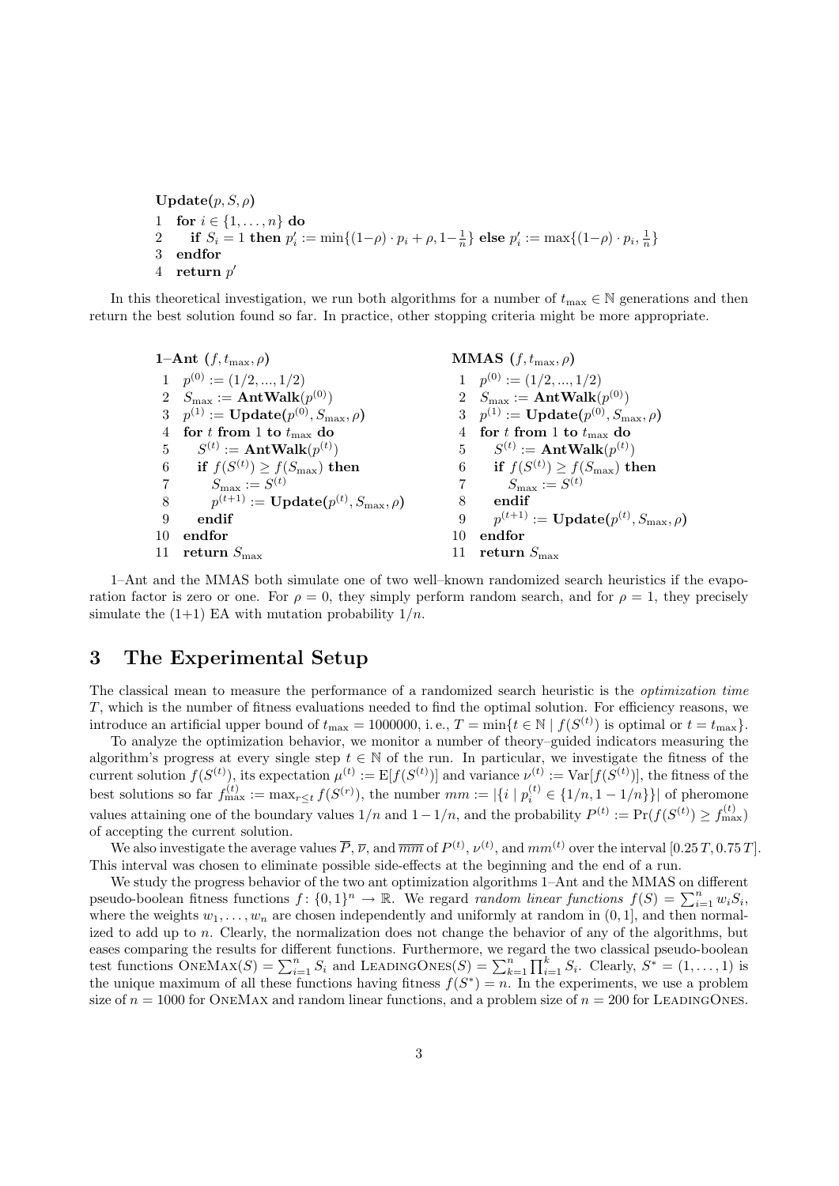```
Update(p, S, ρ)
1  for i ∈ {1, ..., n} do
2     if S_i = 1 then p'_i := min{(1−ρ)·p_i + ρ, 1−1/n} else p'_i := max{(1−ρ)·p_i, 1/n}
3  endfor
4  return p'
```

In this theoretical investigation, we run both algorithms for a number of $t_{\max} \in \mathbb{N}$ generations and then return the best solution found so far. In practice, other stopping criteria might be more appropriate.

```
1–Ant (f, t_max, ρ)
1  p^(0) := (1/2, ..., 1/2)
2  S_max := AntWalk(p^(0))
3  p^(1) := Update(p^(0), S_max, ρ)
4  for t from 1 to t_max do
5     S^(t) := AntWalk(p^(t))
6     if f(S^(t)) ≥ f(S_max) then
7        S_max := S^(t)
8        p^(t+1) := Update(p^(t), S_max, ρ)
9     endif
10 endfor
11 return S_max
```

```
MMAS (f, t_max, ρ)
1  p^(0) := (1/2, ..., 1/2)
2  S_max := AntWalk(p^(0))
3  p^(1) := Update(p^(0), S_max, ρ)
4  for t from 1 to t_max do
5     S^(t) := AntWalk(p^(t))
6     if f(S^(t)) ≥ f(S_max) then
7        S_max := S^(t)
8     endif
9     p^(t+1) := Update(p^(t), S_max, ρ)
10 endfor
11 return S_max
```

1–Ant and the MMAS both simulate one of two well–known randomized search heuristics if the evaporation factor is zero or one. For $\rho = 0$, they simply perform random search, and for $\rho = 1$, they precisely simulate the (1+1) EA with mutation probability $1/n$.

## 3 The Experimental Setup

The classical mean to measure the performance of a randomized search heuristic is the *optimization time* $T$, which is the number of fitness evaluations needed to find the optimal solution. For efficiency reasons, we introduce an artificial upper bound of $t_{\max} = 1000000$, i. e., $T = \min\{t \in \mathbb{N} \mid f(S^{(t)}) \text{ is optimal or } t = t_{\max}\}$.

To analyze the optimization behavior, we monitor a number of theory–guided indicators measuring the algorithm's progress at every single step $t \in \mathbb{N}$ of the run. In particular, we investigate the fitness of the current solution $f(S^{(t)})$, its expectation $\mu^{(t)} := \mathrm{E}[f(S^{(t)})]$ and variance $\nu^{(t)} := \mathrm{Var}[f(S^{(t)})]$, the fitness of the best solutions so far $f_{\max}^{(t)} := \max_{r \le t} f(S^{(r)})$, the number $mm := |\{i \mid p_i^{(t)} \in \{1/n, 1-1/n\}\}|$ of pheromone values attaining one of the boundary values $1/n$ and $1-1/n$, and the probability $P^{(t)} := \Pr(f(S^{(t)}) \ge f_{\max}^{(t)})$ of accepting the current solution.

We also investigate the average values $\overline{P}$, $\overline{\nu}$, and $\overline{mm}$ of $P^{(t)}$, $\nu^{(t)}$, and $mm^{(t)}$ over the interval $[0.25\,T, 0.75\,T]$. This interval was chosen to eliminate possible side-effects at the beginning and the end of a run.

We study the progress behavior of the two ant optimization algorithms 1–Ant and the MMAS on different pseudo-boolean fitness functions $f\colon \{0,1\}^n \to \mathbb{R}$. We regard *random linear functions* $f(S) = \sum_{i=1}^{n} w_i S_i$, where the weights $w_1, \ldots, w_n$ are chosen independently and uniformly at random in $(0,1]$, and then normalized to add up to $n$. Clearly, the normalization does not change the behavior of any of the algorithms, but eases comparing the results for different functions. Furthermore, we regard the two classical pseudo-boolean test functions $\textsc{OneMax}(S) = \sum_{i=1}^{n} S_i$ and $\textsc{LeadingOnes}(S) = \sum_{k=1}^{n} \prod_{i=1}^{k} S_i$. Clearly, $S^* = (1, \ldots, 1)$ is the unique maximum of all these functions having fitness $f(S^*) = n$. In the experiments, we use a problem size of $n = 1000$ for OneMax and random linear functions, and a problem size of $n = 200$ for LeadingOnes.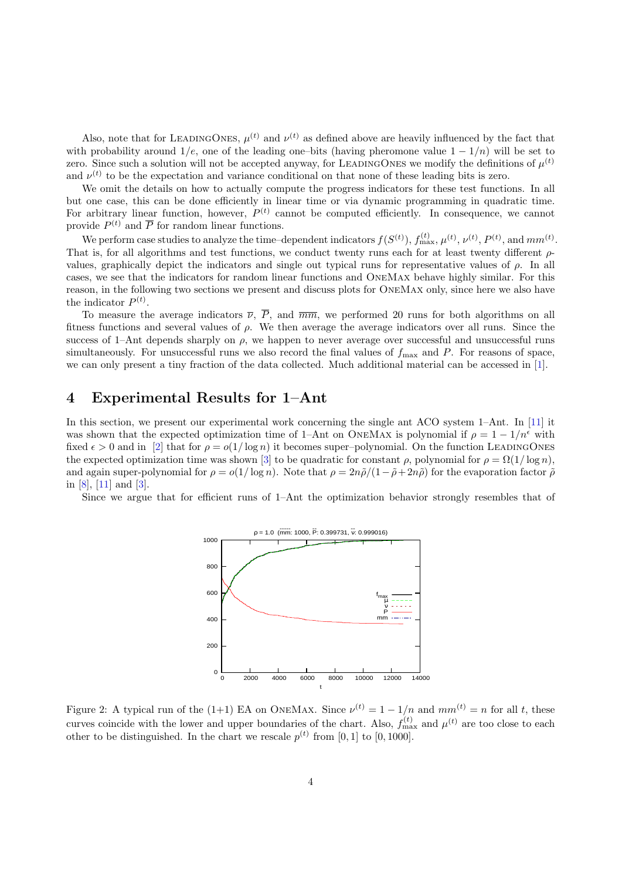Also, note that for LeadingOnes, $\mu^{(t)}$ and $\nu^{(t)}$ as defined above are heavily influenced by the fact that with probability around $1/e$, one of the leading one–bits (having pheromone value $1 - 1/n$) will be set to zero. Since such a solution will not be accepted anyway, for LeadingOnes we modify the definitions of $\mu^{(t)}$ and $\nu^{(t)}$ to be the expectation and variance conditional on that none of these leading bits is zero.

We omit the details on how to actually compute the progress indicators for these test functions. In all but one case, this can be done efficiently in linear time or via dynamic programming in quadratic time. For arbitrary linear function, however, $P^{(t)}$ cannot be computed efficiently. In consequence, we cannot provide $P^{(t)}$ and $\overline{P}$ for random linear functions.

We perform case studies to analyze the time–dependent indicators $f(S^{(t)})$, $f_{\max}^{(t)}$, $\mu^{(t)}$, $\nu^{(t)}$, $P^{(t)}$, and $mm^{(t)}$. That is, for all algorithms and test functions, we conduct twenty runs each for at least twenty different $\rho$-values, graphically depict the indicators and single out typical runs for representative values of $\rho$. In all cases, we see that the indicators for random linear functions and OneMax behave highly similar. For this reason, in the following two sections we present and discuss plots for OneMax only, since here we also have the indicator $P^{(t)}$.

To measure the average indicators $\overline{\nu}$, $\overline{P}$, and $\overline{mm}$, we performed 20 runs for both algorithms on all fitness functions and several values of $\rho$. We then average the average indicators over all runs. Since the success of 1–Ant depends sharply on $\rho$, we happen to never average over successful and unsuccessful runs simultaneously. For unsuccessful runs we also record the final values of $f_{\max}$ and $P$. For reasons of space, we can only present a tiny fraction of the data collected. Much additional material can be accessed in [1].

## 4 Experimental Results for 1–Ant

In this section, we present our experimental work concerning the single ant ACO system 1–Ant. In [11] it was shown that the expected optimization time of 1–Ant on OneMax is polynomial if $\rho = 1 - 1/n^{\epsilon}$ with fixed $\epsilon > 0$ and in [2] that for $\rho = o(1/\log n)$ it becomes super–polynomial. On the function LeadingOnes the expected optimization time was shown [3] to be quadratic for constant $\rho$, polynomial for $\rho = \Omega(1/\log n)$, and again super-polynomial for $\rho = o(1/\log n)$. Note that $\rho = 2n\tilde{\rho}/(1 - \tilde{\rho} + 2n\tilde{\rho})$ for the evaporation factor $\tilde{\rho}$ in [8], [11] and [3].

Since we argue that for efficient runs of 1–Ant the optimization behavior strongly resembles that of

Figure 2: A typical run of the (1+1) EA on OneMax. Since $\nu^{(t)} = 1 - 1/n$ and $mm^{(t)} = n$ for all $t$, these curves coincide with the lower and upper boundaries of the chart. Also, $f_{\max}^{(t)}$ and $\mu^{(t)}$ are too close to each other to be distinguished. In the chart we rescale $p^{(t)}$ from $[0, 1]$ to $[0, 1000]$.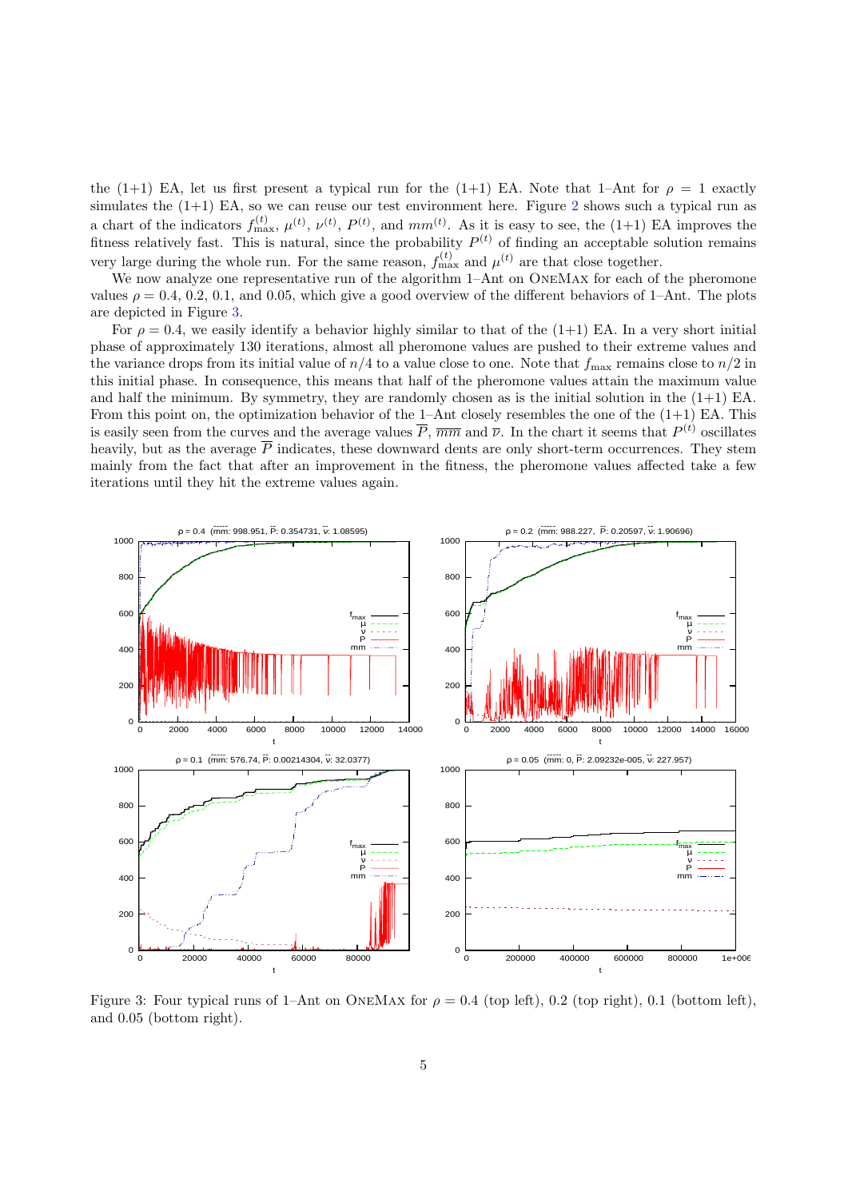the (1+1) EA, let us first present a typical run for the (1+1) EA. Note that 1–Ant for $\rho = 1$ exactly simulates the (1+1) EA, so we can reuse our test environment here. Figure 2 shows such a typical run as a chart of the indicators $f_{\max}^{(t)}$, $\mu^{(t)}$, $\nu^{(t)}$, $P^{(t)}$, and $mm^{(t)}$. As it is easy to see, the (1+1) EA improves the fitness relatively fast. This is natural, since the probability $P^{(t)}$ of finding an acceptable solution remains very large during the whole run. For the same reason, $f_{\max}^{(t)}$ and $\mu^{(t)}$ are that close together.

We now analyze one representative run of the algorithm 1–Ant on OneMax for each of the pheromone values $\rho = 0.4$, 0.2, 0.1, and 0.05, which give a good overview of the different behaviors of 1–Ant. The plots are depicted in Figure 3.

For $\rho = 0.4$, we easily identify a behavior highly similar to that of the (1+1) EA. In a very short initial phase of approximately 130 iterations, almost all pheromone values are pushed to their extreme values and the variance drops from its initial value of $n/4$ to a value close to one. Note that $f_{\max}$ remains close to $n/2$ in this initial phase. In consequence, this means that half of the pheromone values attain the maximum value and half the minimum. By symmetry, they are randomly chosen as is the initial solution in the (1+1) EA. From this point on, the optimization behavior of the 1–Ant closely resembles the one of the (1+1) EA. This is easily seen from the curves and the average values $\overline{P}$, $\overline{mm}$ and $\overline{\nu}$. In the chart it seems that $P^{(t)}$ oscillates heavily, but as the average $\overline{P}$ indicates, these downward dents are only short-term occurrences. They stem mainly from the fact that after an improvement in the fitness, the pheromone values affected take a few iterations until they hit the extreme values again.

Figure 3: Four typical runs of 1–Ant on OneMax for $\rho = 0.4$ (top left), 0.2 (top right), 0.1 (bottom left), and 0.05 (bottom right).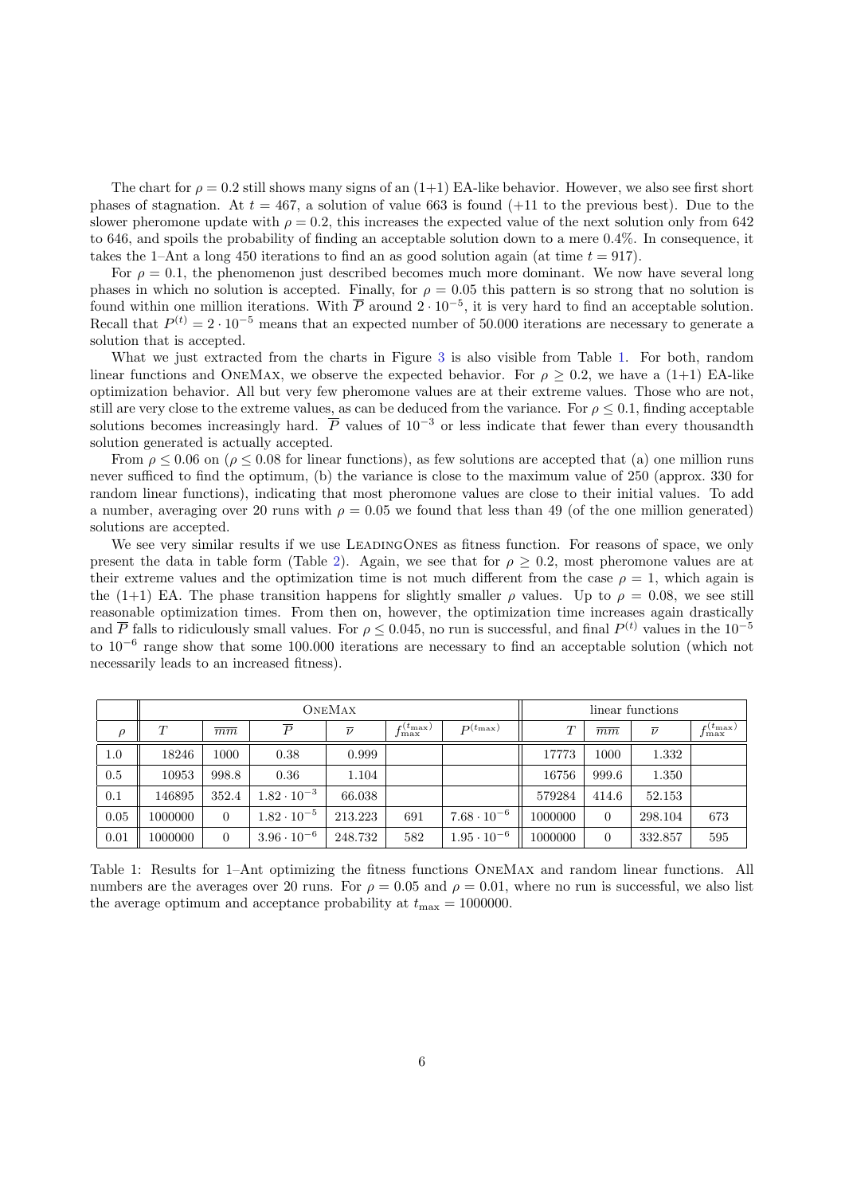The chart for $\rho = 0.2$ still shows many signs of an (1+1) EA-like behavior. However, we also see first short phases of stagnation. At $t = 467$, a solution of value 663 is found (+11 to the previous best). Due to the slower pheromone update with $\rho = 0.2$, this increases the expected value of the next solution only from 642 to 646, and spoils the probability of finding an acceptable solution down to a mere 0.4%. In consequence, it takes the 1–Ant a long 450 iterations to find an as good solution again (at time $t = 917$).

For $\rho = 0.1$, the phenomenon just described becomes much more dominant. We now have several long phases in which no solution is accepted. Finally, for $\rho = 0.05$ this pattern is so strong that no solution is found within one million iterations. With $\overline{P}$ around $2 \cdot 10^{-5}$, it is very hard to find an acceptable solution. Recall that $P^{(t)} = 2 \cdot 10^{-5}$ means that an expected number of 50.000 iterations are necessary to generate a solution that is accepted.

What we just extracted from the charts in Figure 3 is also visible from Table 1. For both, random linear functions and OneMax, we observe the expected behavior. For $\rho \geq 0.2$, we have a (1+1) EA-like optimization behavior. All but very few pheromone values are at their extreme values. Those who are not, still are very close to the extreme values, as can be deduced from the variance. For $\rho \leq 0.1$, finding acceptable solutions becomes increasingly hard. $\overline{P}$ values of $10^{-3}$ or less indicate that fewer than every thousandth solution generated is actually accepted.

From $\rho \leq 0.06$ on ($\rho \leq 0.08$ for linear functions), as few solutions are accepted that (a) one million runs never sufficed to find the optimum, (b) the variance is close to the maximum value of 250 (approx. 330 for random linear functions), indicating that most pheromone values are close to their initial values. To add a number, averaging over 20 runs with $\rho = 0.05$ we found that less than 49 (of the one million generated) solutions are accepted.

We see very similar results if we use LeadingOnes as fitness function. For reasons of space, we only present the data in table form (Table 2). Again, we see that for $\rho \geq 0.2$, most pheromone values are at their extreme values and the optimization time is not much different from the case $\rho = 1$, which again is the (1+1) EA. The phase transition happens for slightly smaller $\rho$ values. Up to $\rho = 0.08$, we see still reasonable optimization times. From then on, however, the optimization time increases again drastically and $\overline{P}$ falls to ridiculously small values. For $\rho \leq 0.045$, no run is successful, and final $P^{(t)}$ values in the $10^{-5}$ to $10^{-6}$ range show that some 100.000 iterations are necessary to find an acceptable solution (which not necessarily leads to an increased fitness).

| | OneMax | | | | | | linear functions | | | |
|---|---|---|---|---|---|---|---|---|---|---|
| $\rho$ | $T$ | $\overline{mm}$ | $\overline{P}$ | $\overline{\nu}$ | $f_{\max}^{(t_{\max})}$ | $P^{(t_{\max})}$ | $T$ | $\overline{mm}$ | $\overline{\nu}$ | $f_{\max}^{(t_{\max})}$ |
| 1.0 | 18246 | 1000 | 0.38 | 0.999 | | | 17773 | 1000 | 1.332 | |
| 0.5 | 10953 | 998.8 | 0.36 | 1.104 | | | 16756 | 999.6 | 1.350 | |
| 0.1 | 146895 | 352.4 | $1.82 \cdot 10^{-3}$ | 66.038 | | | 579284 | 414.6 | 52.153 | |
| 0.05 | 1000000 | 0 | $1.82 \cdot 10^{-5}$ | 213.223 | 691 | $7.68 \cdot 10^{-6}$ | 1000000 | 0 | 298.104 | 673 |
| 0.01 | 1000000 | 0 | $3.96 \cdot 10^{-6}$ | 248.732 | 582 | $1.95 \cdot 10^{-6}$ | 1000000 | 0 | 332.857 | 595 |

Table 1: Results for 1–Ant optimizing the fitness functions OneMax and random linear functions. All numbers are the averages over 20 runs. For $\rho = 0.05$ and $\rho = 0.01$, where no run is successful, we also list the average optimum and acceptance probability at $t_{\max} = 1000000$.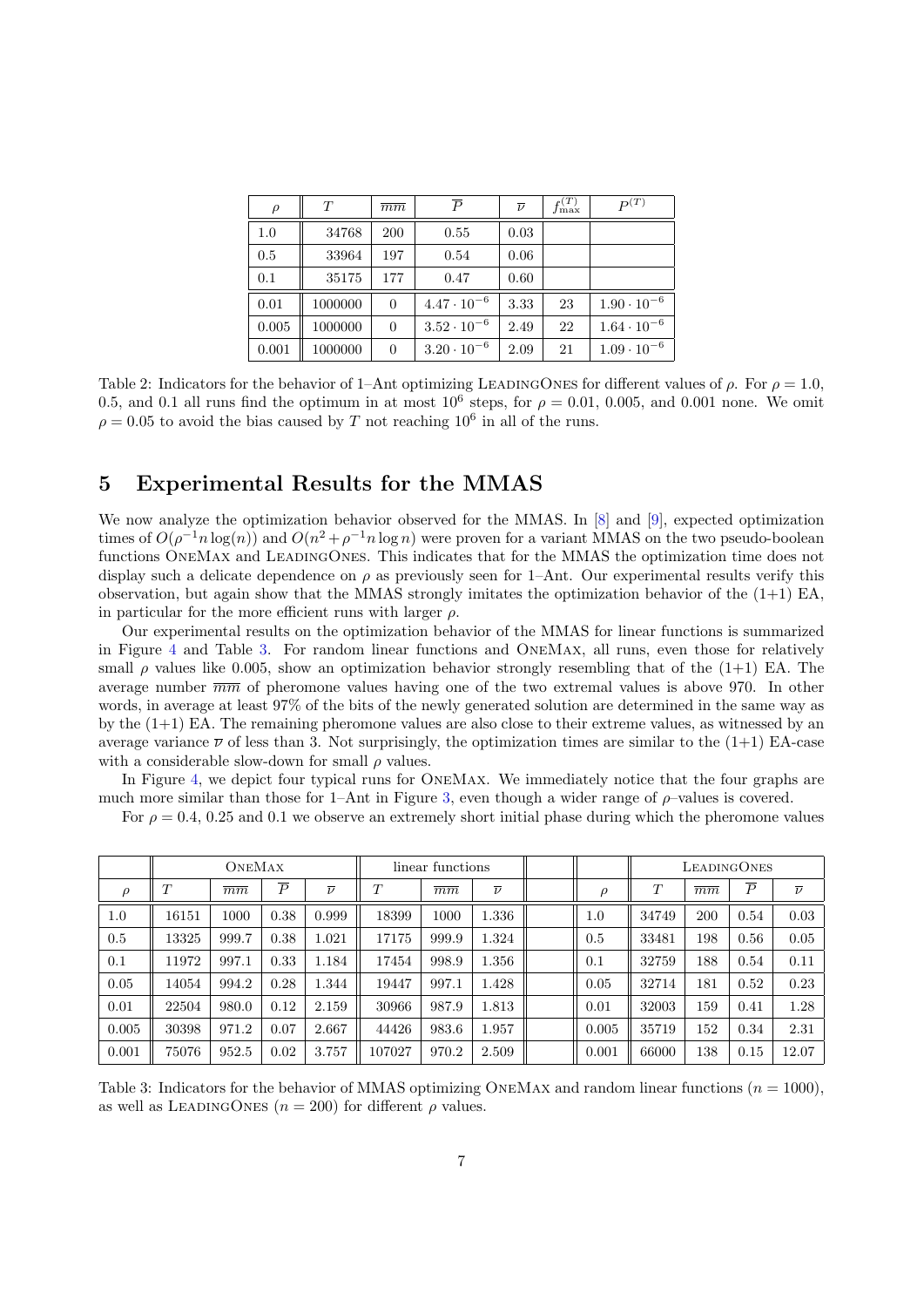| $\rho$ | $T$ | $\overline{mm}$ | $\overline{P}$ | $\overline{\nu}$ | $f_{\max}^{(T)}$ | $P^{(T)}$ |
|---|---|---|---|---|---|---|
| 1.0 | 34768 | 200 | 0.55 | 0.03 | | |
| 0.5 | 33964 | 197 | 0.54 | 0.06 | | |
| 0.1 | 35175 | 177 | 0.47 | 0.60 | | |
| 0.01 | 1000000 | 0 | $4.47 \cdot 10^{-6}$ | 3.33 | 23 | $1.90 \cdot 10^{-6}$ |
| 0.005 | 1000000 | 0 | $3.52 \cdot 10^{-6}$ | 2.49 | 22 | $1.64 \cdot 10^{-6}$ |
| 0.001 | 1000000 | 0 | $3.20 \cdot 10^{-6}$ | 2.09 | 21 | $1.09 \cdot 10^{-6}$ |

Table 2: Indicators for the behavior of 1–Ant optimizing LeadingOnes for different values of $\rho$. For $\rho = 1.0$, 0.5, and 0.1 all runs find the optimum in at most $10^6$ steps, for $\rho = 0.01$, 0.005, and 0.001 none. We omit $\rho = 0.05$ to avoid the bias caused by $T$ not reaching $10^6$ in all of the runs.

# 5 Experimental Results for the MMAS

We now analyze the optimization behavior observed for the MMAS. In [8] and [9], expected optimization times of $O(\rho^{-1}n\log(n))$ and $O(n^2 + \rho^{-1}n\log n)$ were proven for a variant MMAS on the two pseudo-boolean functions OneMax and LeadingOnes. This indicates that for the MMAS the optimization time does not display such a delicate dependence on $\rho$ as previously seen for 1–Ant. Our experimental results verify this observation, but again show that the MMAS strongly imitates the optimization behavior of the (1+1) EA, in particular for the more efficient runs with larger $\rho$.

Our experimental results on the optimization behavior of the MMAS for linear functions is summarized in Figure 4 and Table 3. For random linear functions and OneMax, all runs, even those for relatively small $\rho$ values like 0.005, show an optimization behavior strongly resembling that of the (1+1) EA. The average number $\overline{mm}$ of pheromone values having one of the two extremal values is above 970. In other words, in average at least 97% of the bits of the newly generated solution are determined in the same way as by the (1+1) EA. The remaining pheromone values are also close to their extreme values, as witnessed by an average variance $\overline{\nu}$ of less than 3. Not surprisingly, the optimization times are similar to the (1+1) EA-case with a considerable slow-down for small $\rho$ values.

In Figure 4, we depict four typical runs for OneMax. We immediately notice that the four graphs are much more similar than those for 1–Ant in Figure 3, even though a wider range of $\rho$–values is covered.

For $\rho = 0.4$, 0.25 and 0.1 we observe an extremely short initial phase during which the pheromone values

| | OneMax | | | | linear functions | | | | | LeadingOnes | | | |
|---|---|---|---|---|---|---|---|---|---|---|---|---|---|
| $\rho$ | $T$ | $\overline{mm}$ | $\overline{P}$ | $\overline{\nu}$ | $T$ | $\overline{mm}$ | $\overline{\nu}$ | | $\rho$ | $T$ | $\overline{mm}$ | $\overline{P}$ | $\overline{\nu}$ |
| 1.0 | 16151 | 1000 | 0.38 | 0.999 | 18399 | 1000 | 1.336 | | 1.0 | 34749 | 200 | 0.54 | 0.03 |
| 0.5 | 13325 | 999.7 | 0.38 | 1.021 | 17175 | 999.9 | 1.324 | | 0.5 | 33481 | 198 | 0.56 | 0.05 |
| 0.1 | 11972 | 997.1 | 0.33 | 1.184 | 17454 | 998.9 | 1.356 | | 0.1 | 32759 | 188 | 0.54 | 0.11 |
| 0.05 | 14054 | 994.2 | 0.28 | 1.344 | 19447 | 997.1 | 1.428 | | 0.05 | 32714 | 181 | 0.52 | 0.23 |
| 0.01 | 22504 | 980.0 | 0.12 | 2.159 | 30966 | 987.9 | 1.813 | | 0.01 | 32003 | 159 | 0.41 | 1.28 |
| 0.005 | 30398 | 971.2 | 0.07 | 2.667 | 44426 | 983.6 | 1.957 | | 0.005 | 35719 | 152 | 0.34 | 2.31 |
| 0.001 | 75076 | 952.5 | 0.02 | 3.757 | 107027 | 970.2 | 2.509 | | 0.001 | 66000 | 138 | 0.15 | 12.07 |

Table 3: Indicators for the behavior of MMAS optimizing OneMax and random linear functions ($n = 1000$), as well as LeadingOnes ($n = 200$) for different $\rho$ values.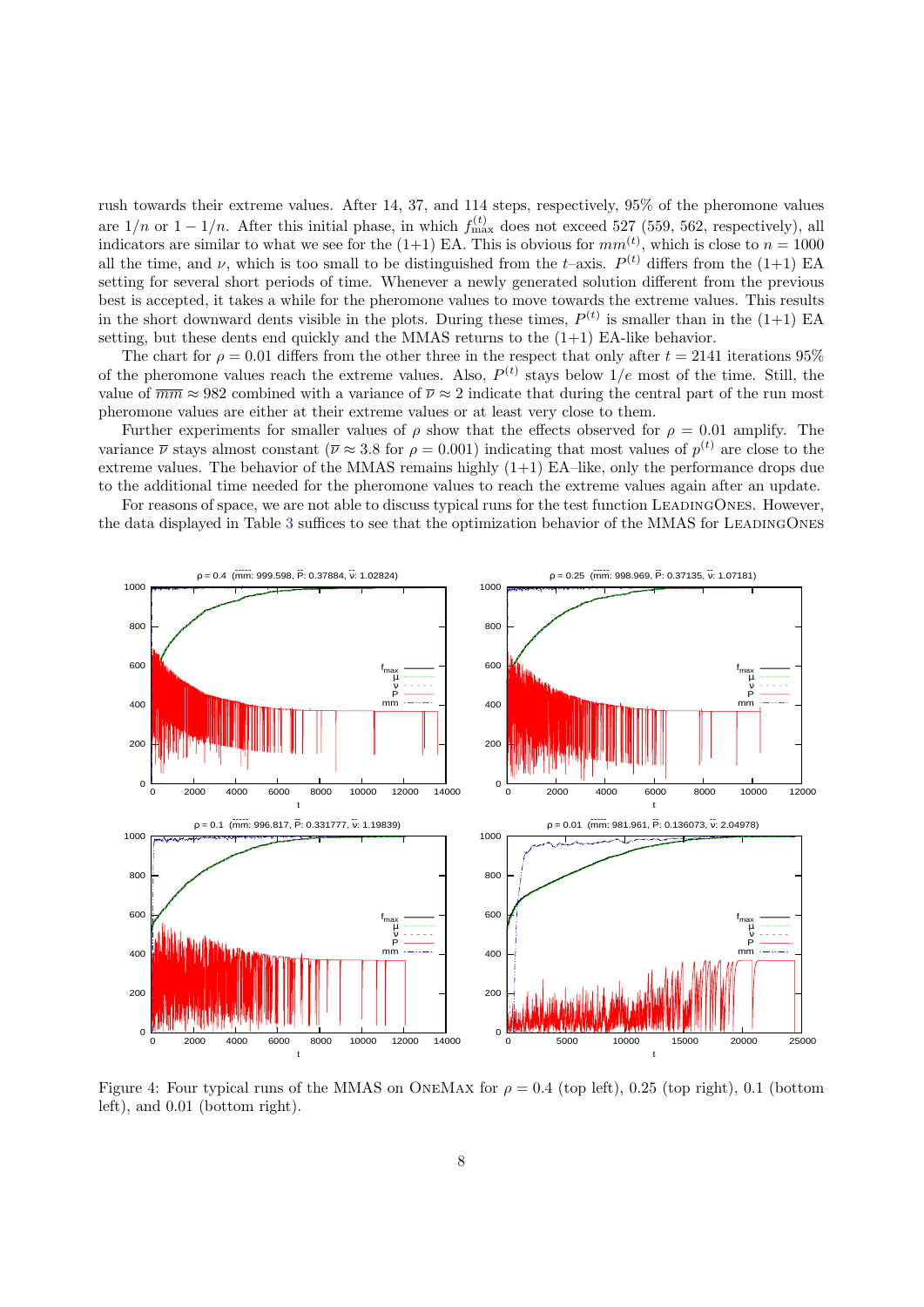rush towards their extreme values. After 14, 37, and 114 steps, respectively, 95% of the pheromone values are $1/n$ or $1 - 1/n$. After this initial phase, in which $f_{\max}^{(t)}$ does not exceed 527 (559, 562, respectively), all indicators are similar to what we see for the (1+1) EA. This is obvious for $mm^{(t)}$, which is close to $n = 1000$ all the time, and $\nu$, which is too small to be distinguished from the $t$–axis. $P^{(t)}$ differs from the (1+1) EA setting for several short periods of time. Whenever a newly generated solution different from the previous best is accepted, it takes a while for the pheromone values to move towards the extreme values. This results in the short downward dents visible in the plots. During these times, $P^{(t)}$ is smaller than in the (1+1) EA setting, but these dents end quickly and the MMAS returns to the (1+1) EA-like behavior.

The chart for $\rho = 0.01$ differs from the other three in the respect that only after $t = 2141$ iterations 95% of the pheromone values reach the extreme values. Also, $P^{(t)}$ stays below $1/e$ most of the time. Still, the value of $\overline{mm} \approx 982$ combined with a variance of $\overline{\nu} \approx 2$ indicate that during the central part of the run most pheromone values are either at their extreme values or at least very close to them.

Further experiments for smaller values of $\rho$ show that the effects observed for $\rho = 0.01$ amplify. The variance $\overline{\nu}$ stays almost constant ($\overline{\nu} \approx 3.8$ for $\rho = 0.001$) indicating that most values of $p^{(t)}$ are close to the extreme values. The behavior of the MMAS remains highly (1+1) EA–like, only the performance drops due to the additional time needed for the pheromone values to reach the extreme values again after an update.

For reasons of space, we are not able to discuss typical runs for the test function LeadingOnes. However, the data displayed in Table 3 suffices to see that the optimization behavior of the MMAS for LeadingOnes

Figure 4: Four typical runs of the MMAS on OneMax for $\rho = 0.4$ (top left), 0.25 (top right), 0.1 (bottom left), and 0.01 (bottom right).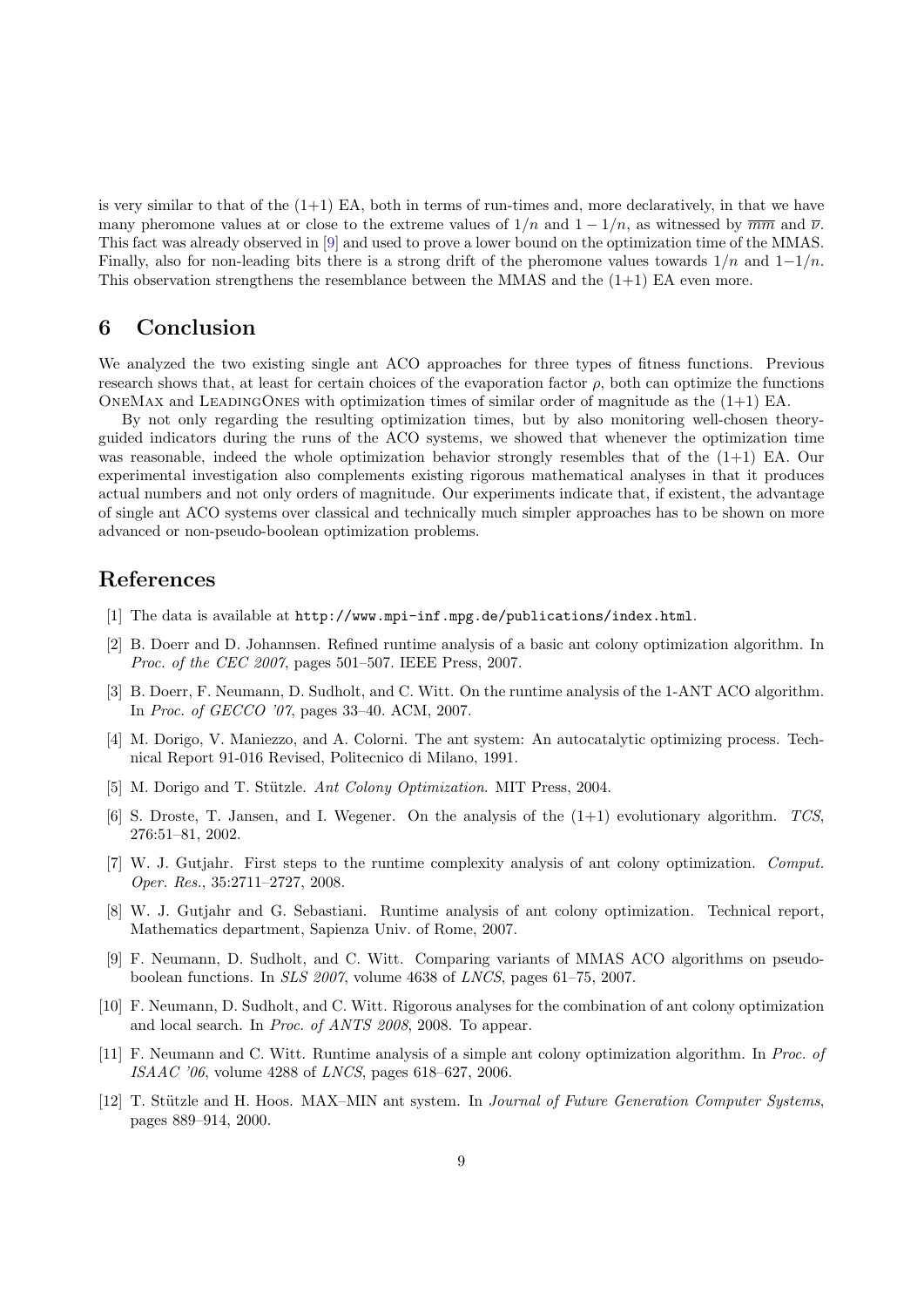is very similar to that of the (1+1) EA, both in terms of run-times and, more declaratively, in that we have many pheromone values at or close to the extreme values of $1/n$ and $1-1/n$, as witnessed by $\overline{mm}$ and $\overline{\nu}$. This fact was already observed in [9] and used to prove a lower bound on the optimization time of the MMAS. Finally, also for non-leading bits there is a strong drift of the pheromone values towards $1/n$ and $1-1/n$. This observation strengthens the resemblance between the MMAS and the (1+1) EA even more.

## 6 Conclusion

We analyzed the two existing single ant ACO approaches for three types of fitness functions. Previous research shows that, at least for certain choices of the evaporation factor $\rho$, both can optimize the functions OneMax and LeadingOnes with optimization times of similar order of magnitude as the (1+1) EA.

By not only regarding the resulting optimization times, but by also monitoring well-chosen theory-guided indicators during the runs of the ACO systems, we showed that whenever the optimization time was reasonable, indeed the whole optimization behavior strongly resembles that of the (1+1) EA. Our experimental investigation also complements existing rigorous mathematical analyses in that it produces actual numbers and not only orders of magnitude. Our experiments indicate that, if existent, the advantage of single ant ACO systems over classical and technically much simpler approaches has to be shown on more advanced or non-pseudo-boolean optimization problems.

## References

[1] The data is available at http://www.mpi-inf.mpg.de/publications/index.html.

[2] B. Doerr and D. Johannsen. Refined runtime analysis of a basic ant colony optimization algorithm. In *Proc. of the CEC 2007*, pages 501–507. IEEE Press, 2007.

[3] B. Doerr, F. Neumann, D. Sudholt, and C. Witt. On the runtime analysis of the 1-ANT ACO algorithm. In *Proc. of GECCO '07*, pages 33–40. ACM, 2007.

[4] M. Dorigo, V. Maniezzo, and A. Colorni. The ant system: An autocatalytic optimizing process. Technical Report 91-016 Revised, Politecnico di Milano, 1991.

[5] M. Dorigo and T. Stützle. *Ant Colony Optimization*. MIT Press, 2004.

[6] S. Droste, T. Jansen, and I. Wegener. On the analysis of the (1+1) evolutionary algorithm. *TCS*, 276:51–81, 2002.

[7] W. J. Gutjahr. First steps to the runtime complexity analysis of ant colony optimization. *Comput. Oper. Res.*, 35:2711–2727, 2008.

[8] W. J. Gutjahr and G. Sebastiani. Runtime analysis of ant colony optimization. Technical report, Mathematics department, Sapienza Univ. of Rome, 2007.

[9] F. Neumann, D. Sudholt, and C. Witt. Comparing variants of MMAS ACO algorithms on pseudo-boolean functions. In *SLS 2007*, volume 4638 of *LNCS*, pages 61–75, 2007.

[10] F. Neumann, D. Sudholt, and C. Witt. Rigorous analyses for the combination of ant colony optimization and local search. In *Proc. of ANTS 2008*, 2008. To appear.

[11] F. Neumann and C. Witt. Runtime analysis of a simple ant colony optimization algorithm. In *Proc. of ISAAC '06*, volume 4288 of *LNCS*, pages 618–627, 2006.

[12] T. Stützle and H. Hoos. MAX–MIN ant system. In *Journal of Future Generation Computer Systems*, pages 889–914, 2000.